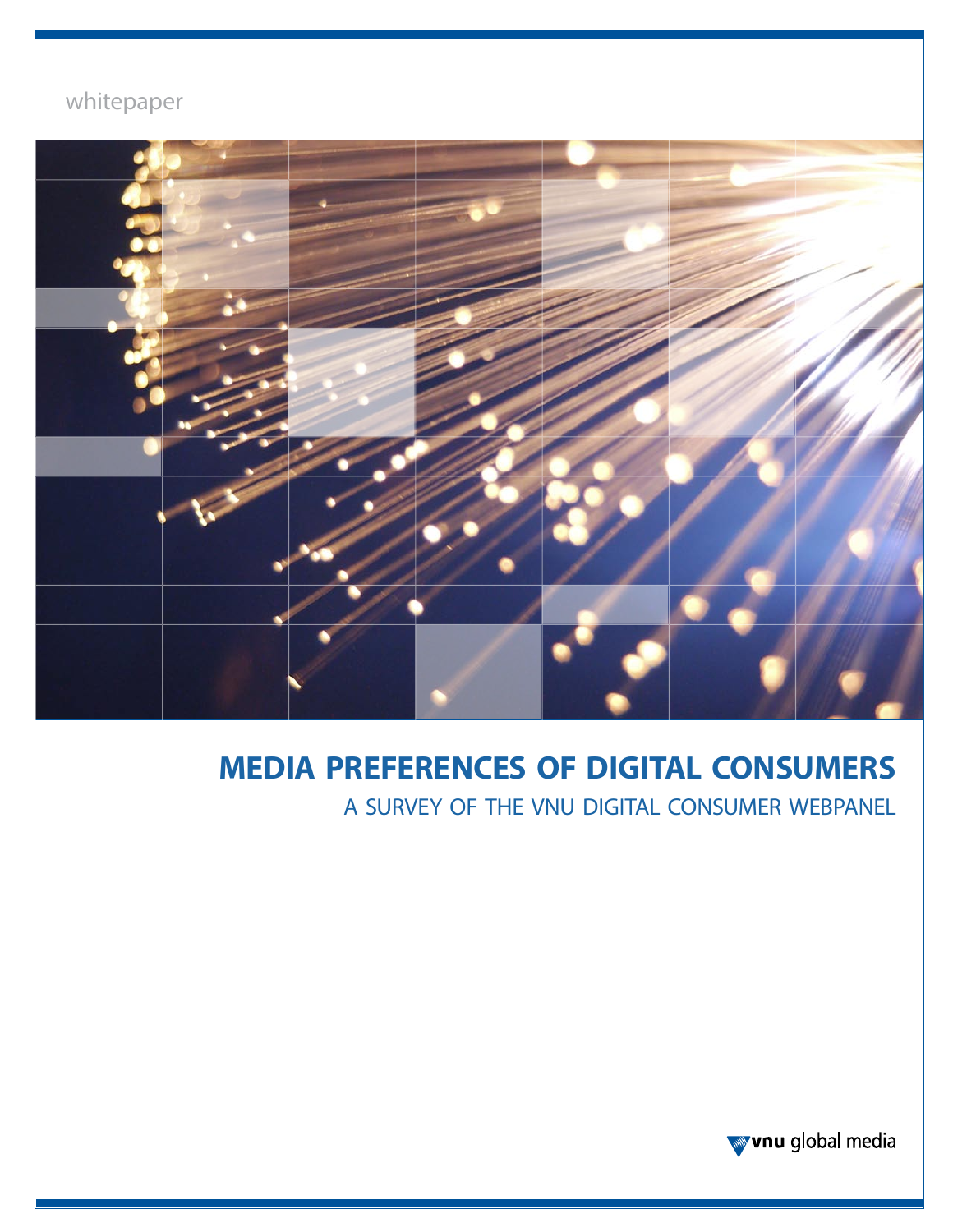whitepaper

# MEDIA PREFERENCES OF DIGITAL CONSUMERS

## A SURVEY OF THE VNU DIGITAL CONSUMER WEBPANEL

vnu global media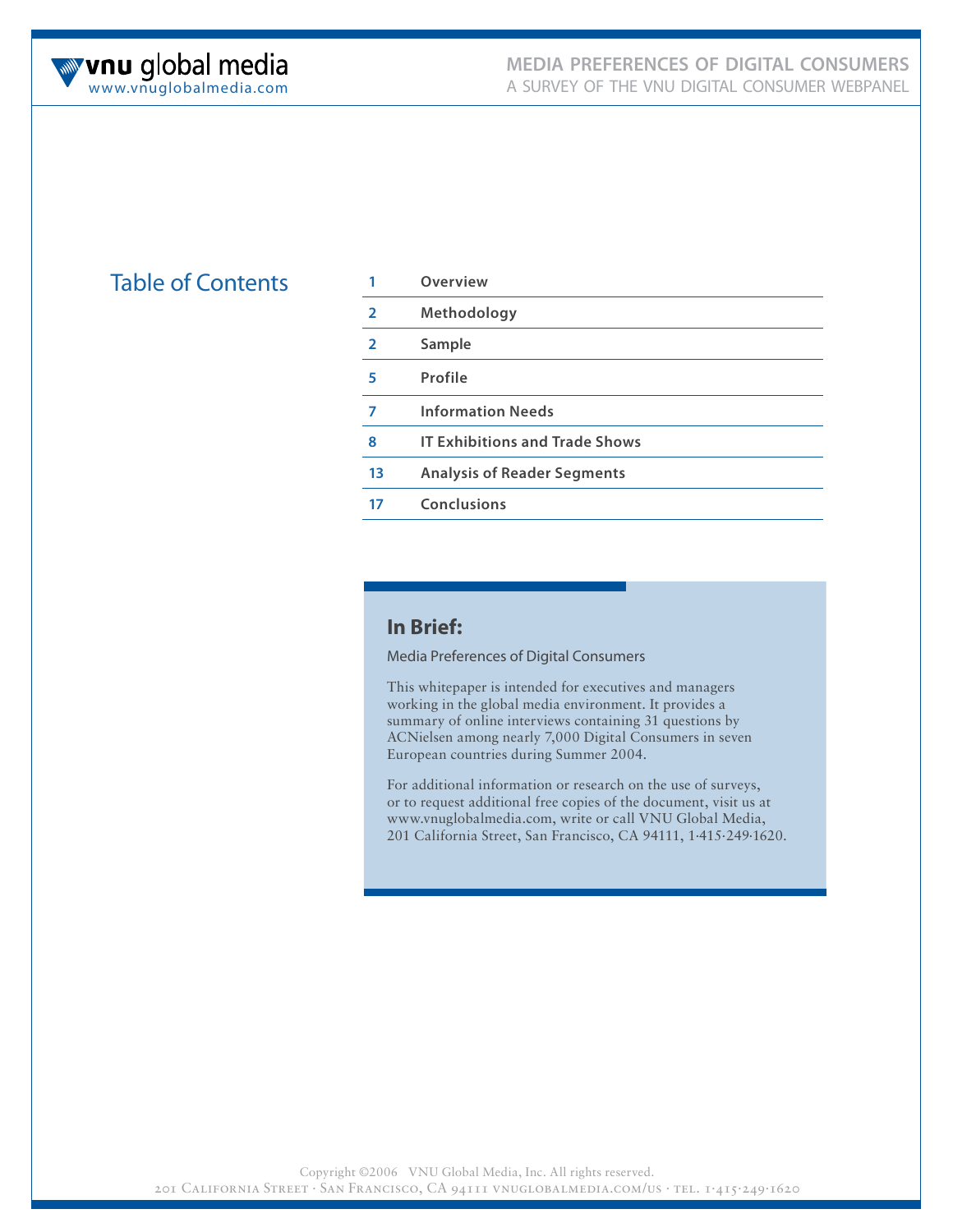# Table of Contents

| | |
|---|---|
| 1 | **Overview** |
| 2 | **Methodology** |
| 2 | **Sample** |
| 5 | **Profile** |
| 7 | **Information Needs** |
| 8 | **IT Exhibitions and Trade Shows** |
| 13 | **Analysis of Reader Segments** |
| 17 | **Conclusions** |

## In Brief:

Media Preferences of Digital Consumers

This whitepaper is intended for executives and managers working in the global media environment. It provides a summary of online interviews containing 31 questions by ACNielsen among nearly 7,000 Digital Consumers in seven European countries during Summer 2004.

For additional information or research on the use of surveys, or to request additional free copies of the document, visit us at www.vnuglobalmedia.com, write or call VNU Global Media, 201 California Street, San Francisco, CA 94111, 1·415·249·1620.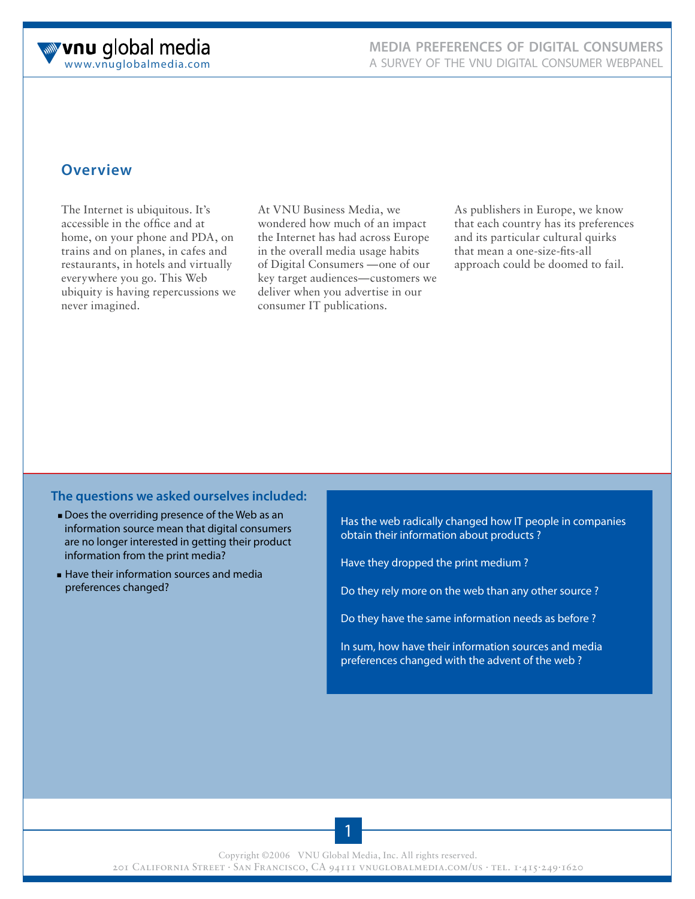## Overview

The Internet is ubiquitous. It's accessible in the office and at home, on your phone and PDA, on trains and on planes, in cafes and restaurants, in hotels and virtually everywhere you go. This Web ubiquity is having repercussions we never imagined.

At VNU Business Media, we wondered how much of an impact the Internet has had across Europe in the overall media usage habits of Digital Consumers —one of our key target audiences—customers we deliver when you advertise in our consumer IT publications.

As publishers in Europe, we know that each country has its preferences and its particular cultural quirks that mean a one-size-fits-all approach could be doomed to fail.

### The questions we asked ourselves included:

- Does the overriding presence of the Web as an information source mean that digital consumers are no longer interested in getting their product information from the print media?
- Have their information sources and media preferences changed?

Has the web radically changed how IT people in companies obtain their information about products ?

Have they dropped the print medium ?

Do they rely more on the web than any other source ?

Do they have the same information needs as before ?

In sum, how have their information sources and media preferences changed with the advent of the web ?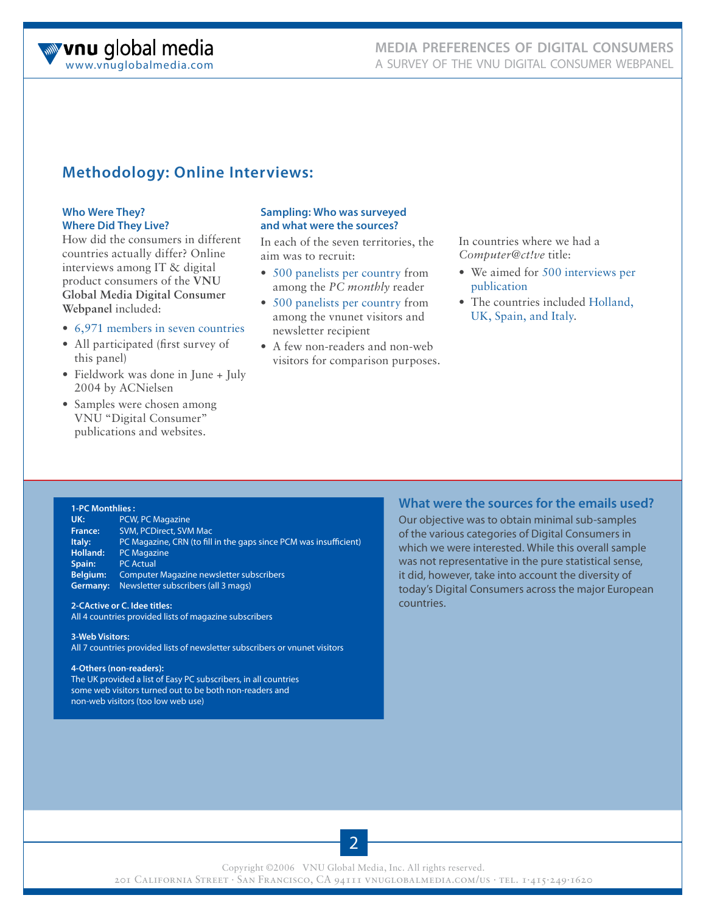## Methodology: Online Interviews:

### Who Were They? Where Did They Live?

How did the consumers in different countries actually differ? Online interviews among IT & digital product consumers of the **VNU Global Media Digital Consumer Webpanel** included:

- 6,971 members in seven countries
- All participated (first survey of this panel)
- Fieldwork was done in June + July 2004 by ACNielsen
- Samples were chosen among VNU "Digital Consumer" publications and websites.

### Sampling: Who was surveyed and what were the sources?

In each of the seven territories, the aim was to recruit:

- 500 panelists per country from among the *PC monthly* reader
- 500 panelists per country from among the vnunet visitors and newsletter recipient
- A few non-readers and non-web visitors for comparison purposes.

In countries where we had a *Computer@ct!ve* title:

- We aimed for 500 interviews per publication
- The countries included Holland, UK, Spain, and Italy.

**1-PC Monthlies :**

| | |
|---|---|
| **UK:** | PCW, PC Magazine |
| **France:** | SVM, PCDirect, SVM Mac |
| **Italy:** | PC Magazine, CRN (to fill in the gaps since PCM was insufficient) |
| **Holland:** | PC Magazine |
| **Spain:** | PC Actual |
| **Belgium:** | Computer Magazine newsletter subscribers |
| **Germany:** | Newsletter subscribers (all 3 mags) |

**2-CActive or C. Idee titles:**
All 4 countries provided lists of magazine subscribers

**3-Web Visitors:**
All 7 countries provided lists of newsletter subscribers or vnunet visitors

**4-Others (non-readers):**
The UK provided a list of Easy PC subscribers, in all countries some web visitors turned out to be both non-readers and non-web visitors (too low web use)

### What were the sources for the emails used?

Our objective was to obtain minimal sub-samples of the various categories of Digital Consumers in which we were interested. While this overall sample was not representative in the pure statistical sense, it did, however, take into account the diversity of today's Digital Consumers across the major European countries.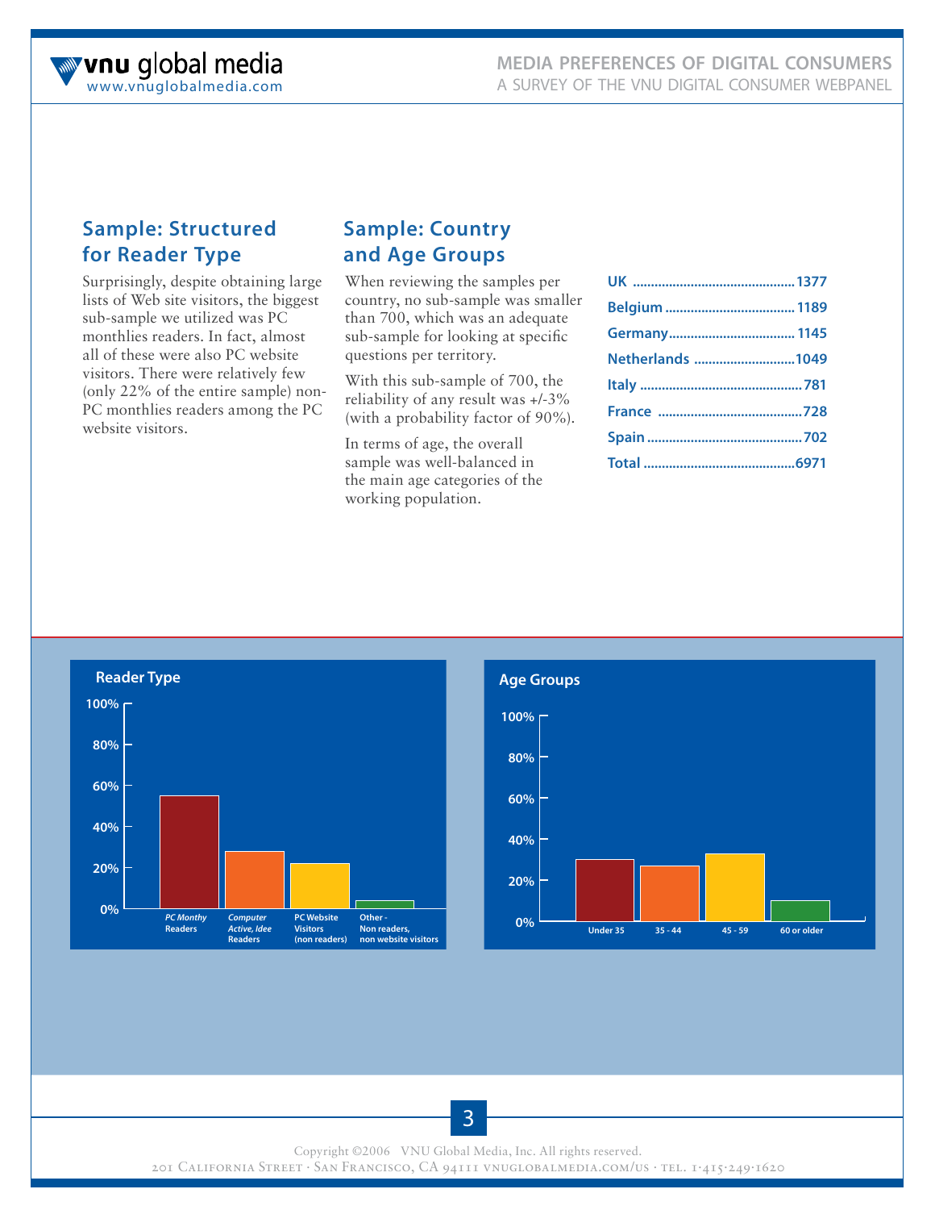## Sample: Structured for Reader Type

Surprisingly, despite obtaining large lists of Web site visitors, the biggest sub-sample we utilized was PC monthlies readers. In fact, almost all of these were also PC website visitors. There were relatively few (only 22% of the entire sample) non-PC monthlies readers among the PC website visitors.

## Sample: Country and Age Groups

When reviewing the samples per country, no sub-sample was smaller than 700, which was an adequate sub-sample for looking at specific questions per territory.

With this sub-sample of 700, the reliability of any result was +/-3% (with a probability factor of 90%).

In terms of age, the overall sample was well-balanced in the main age categories of the working population.

| Country | Sample |
|---|---|
| UK | 1377 |
| Belgium | 1189 |
| Germany | 1145 |
| Netherlands | 1049 |
| Italy | 781 |
| France | 728 |
| Spain | 702 |
| Total | 6971 |

**Reader Type**

100%
80%
60%
40%
20%
0%

*PC Monthy* Readers · *Computer Active, Idee* Readers · PC Website Visitors (non readers) · Other - Non readers, non website visitors

**Age Groups**

100%
80%
60%
40%
20%
0%

Under 35 · 35 - 44 · 45 - 59 · 60 or older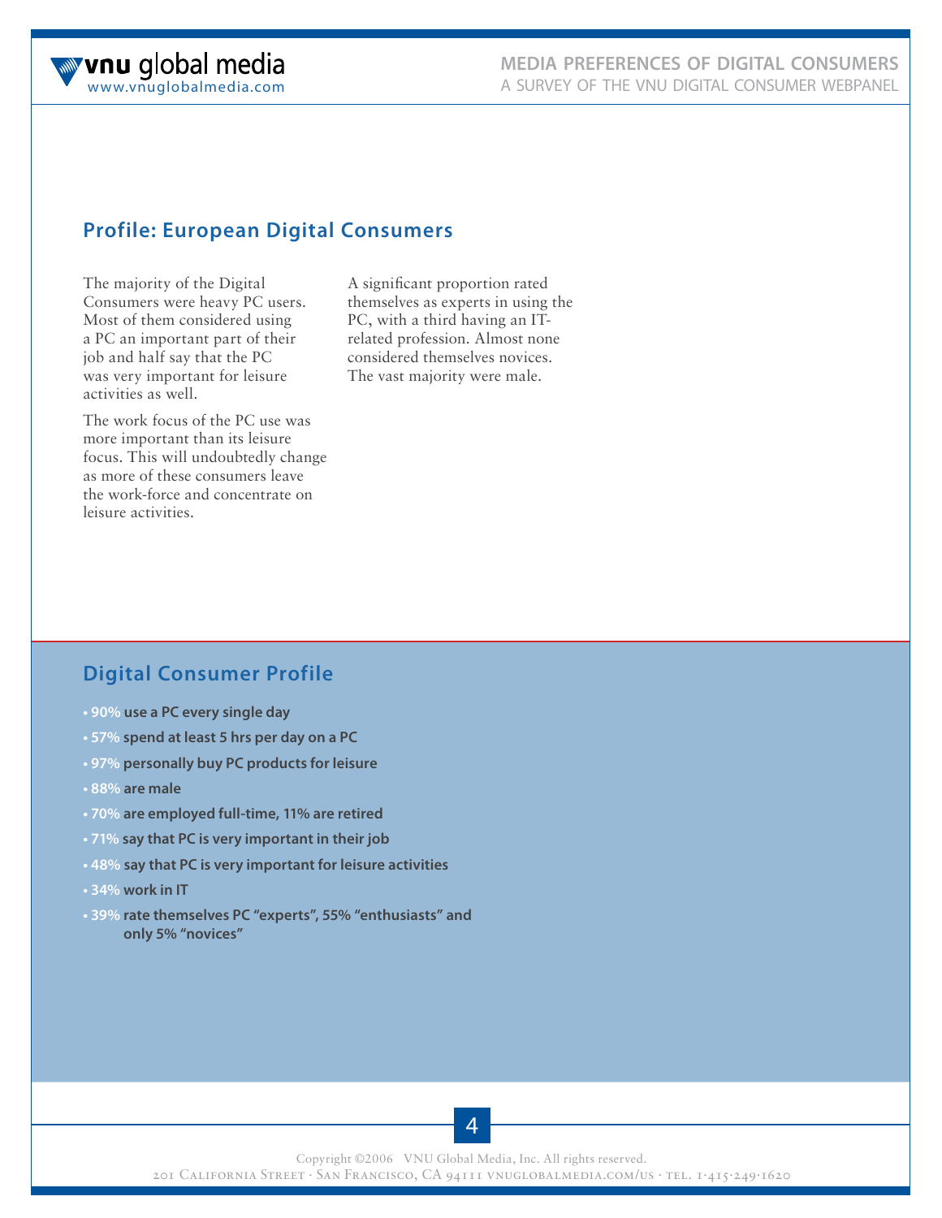## Profile: European Digital Consumers

The majority of the Digital Consumers were heavy PC users. Most of them considered using a PC an important part of their job and half say that the PC was very important for leisure activities as well.

The work focus of the PC use was more important than its leisure focus. This will undoubtedly change as more of these consumers leave the work-force and concentrate on leisure activities.

A significant proportion rated themselves as experts in using the PC, with a third having an IT-related profession. Almost none considered themselves novices. The vast majority were male.

## Digital Consumer Profile

- **90% use a PC every single day**
- **57% spend at least 5 hrs per day on a PC**
- **97% personally buy PC products for leisure**
- **88% are male**
- **70% are employed full-time, 11% are retired**
- **71% say that PC is very important in their job**
- **48% say that PC is very important for leisure activities**
- **34% work in IT**
- **39% rate themselves PC "experts", 55% "enthusiasts" and only 5% "novices"**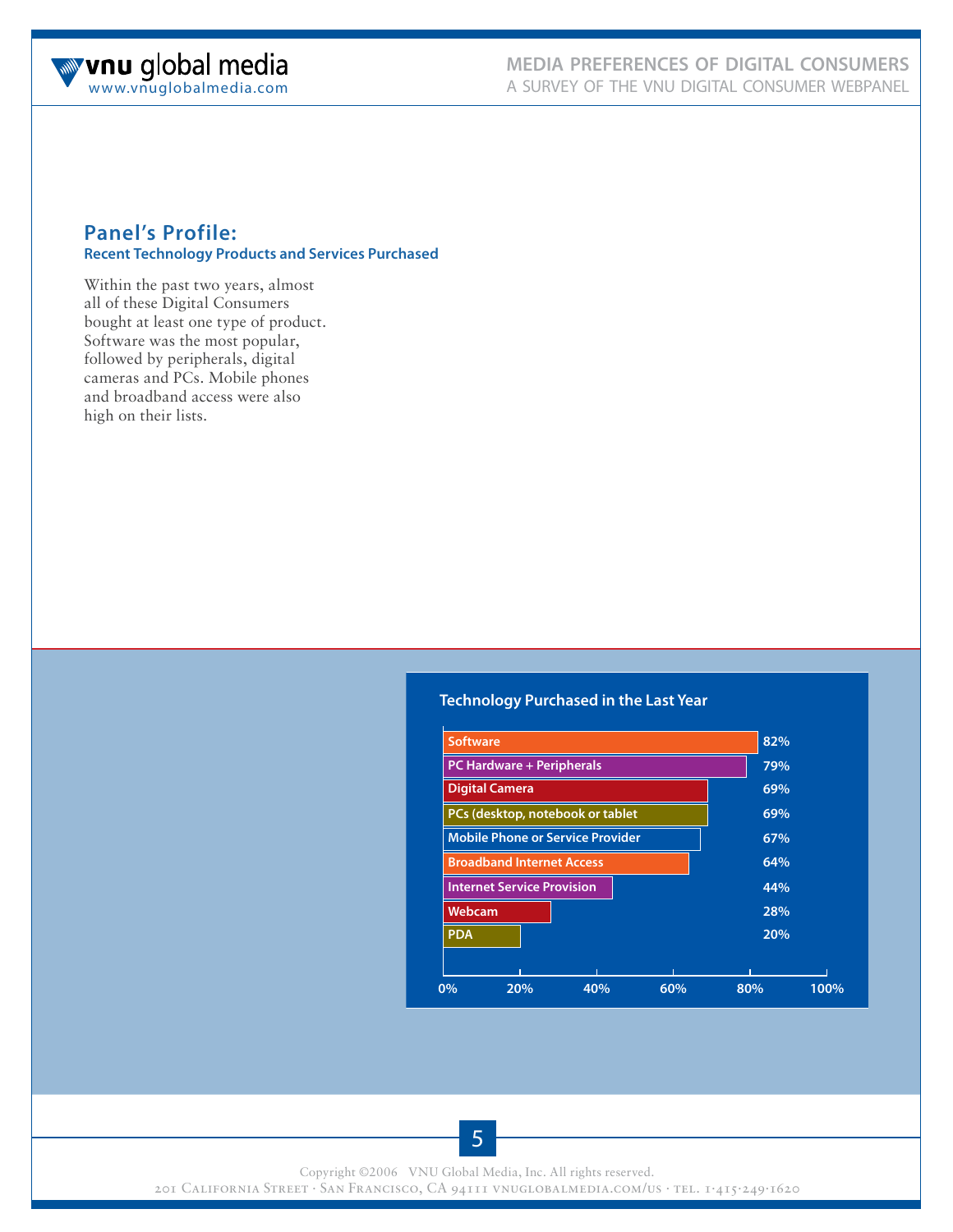## Panel's Profile:

### Recent Technology Products and Services Purchased

Within the past two years, almost all of these Digital Consumers bought at least one type of product. Software was the most popular, followed by peripherals, digital cameras and PCs. Mobile phones and broadband access were also high on their lists.

**Technology Purchased in the Last Year**

| Technology | Percentage |
| --- | --- |
| Software | 82% |
| PC Hardware + Peripherals | 79% |
| Digital Camera | 69% |
| PCs (desktop, notebook or tablet | 69% |
| Mobile Phone or Service Provider | 67% |
| Broadband Internet Access | 64% |
| Internet Service Provision | 44% |
| Webcam | 28% |
| PDA | 20% |

Copyright ©2006 VNU Global Media, Inc. All rights reserved.
201 California Street · San Francisco, CA 94111 vnuglobalmedia.com/us · tel. 1·415·249·1620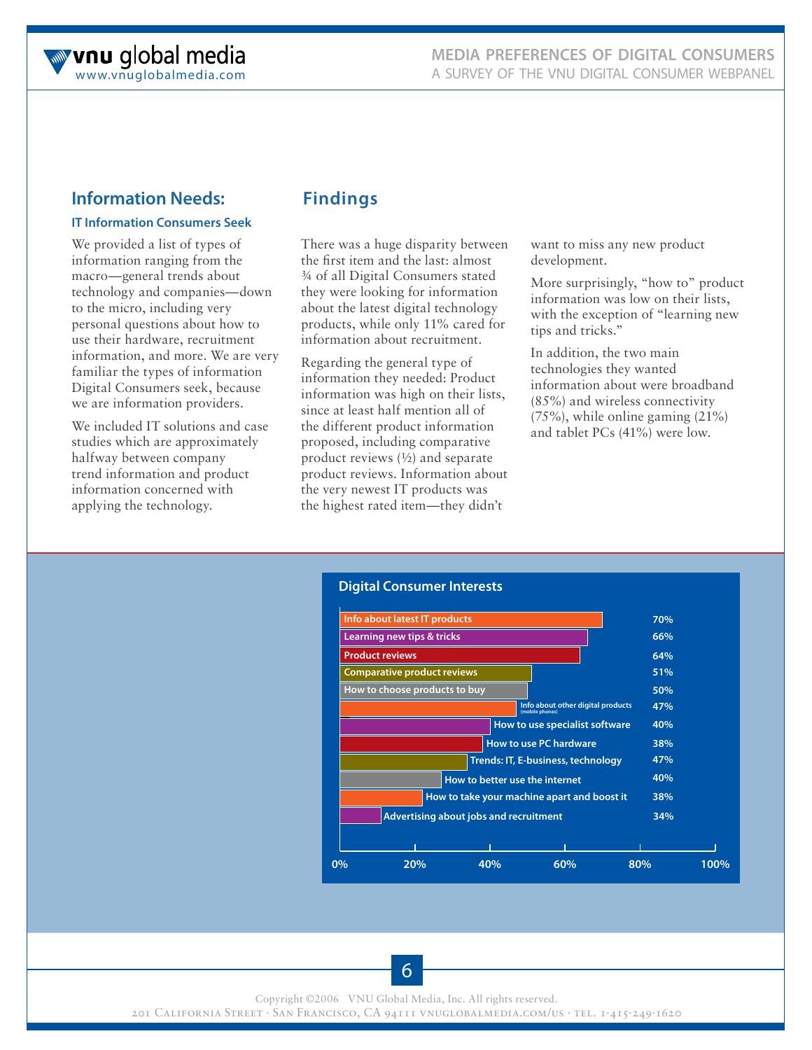## Information Needs:

### IT Information Consumers Seek

We provided a list of types of information ranging from the macro—general trends about technology and companies—down to the micro, including very personal questions about how to use their hardware, recruitment information, and more. We are very familiar the types of information Digital Consumers seek, because we are information providers.

We included IT solutions and case studies which are approximately halfway between company trend information and product information concerned with applying the technology.

## Findings

There was a huge disparity between the first item and the last: almost ¾ of all Digital Consumers stated they were looking for information about the latest digital technology products, while only 11% cared for information about recruitment.

Regarding the general type of information they needed: Product information was high on their lists, since at least half mention all of the different product information proposed, including comparative product reviews (½) and separate product reviews. Information about the very newest IT products was the highest rated item—they didn't want to miss any new product development.

More surprisingly, "how to" product information was low on their lists, with the exception of "learning new tips and tricks."

In addition, the two main technologies they wanted information about were broadband (85%) and wireless connectivity (75%), while online gaming (21%) and tablet PCs (41%) were low.

### Digital Consumer Interests

| Interest | % |
|---|---|
| Info about latest IT products | 70% |
| Learning new tips & tricks | 66% |
| Product reviews | 64% |
| Comparative product reviews | 51% |
| How to choose products to buy | 50% |
| Info about other digital products (mobile phones) | 47% |
| How to use specialist software | 40% |
| How to use PC hardware | 38% |
| Trends: IT, E-business, technology | 47% |
| How to better use the internet | 40% |
| How to take your machine apart and boost it | 38% |
| Advertising about jobs and recruitment | 34% |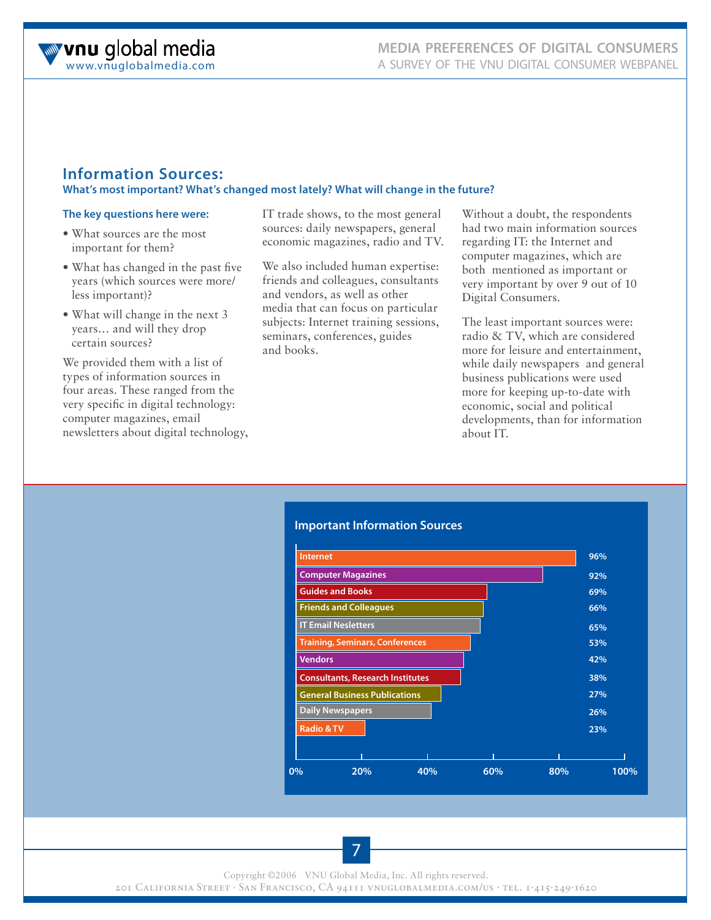## Information Sources:

**What's most important? What's changed most lately? What will change in the future?**

**The key questions here were:**

- What sources are the most important for them?
- What has changed in the past five years (which sources were more/ less important)?
- What will change in the next 3 years… and will they drop certain sources?

We provided them with a list of types of information sources in four areas. These ranged from the very specific in digital technology: computer magazines, email newsletters about digital technology, IT trade shows, to the most general sources: daily newspapers, general economic magazines, radio and TV.

We also included human expertise: friends and colleagues, consultants and vendors, as well as other media that can focus on particular subjects: Internet training sessions, seminars, conferences, guides and books.

Without a doubt, the respondents had two main information sources regarding IT: the Internet and computer magazines, which are both mentioned as important or very important by over 9 out of 10 Digital Consumers.

The least important sources were: radio & TV, which are considered more for leisure and entertainment, while daily newspapers and general business publications were used more for keeping up-to-date with economic, social and political developments, than for information about IT.

**Important Information Sources**

| Source | % |
|---|---|
| Internet | 96% |
| Computer Magazines | 92% |
| Guides and Books | 69% |
| Friends and Colleagues | 66% |
| IT Email Nesletters | 65% |
| Training, Seminars, Conferences | 53% |
| Vendors | 42% |
| Consultants, Research Institutes | 38% |
| General Business Publications | 27% |
| Daily Newspapers | 26% |
| Radio & TV | 23% |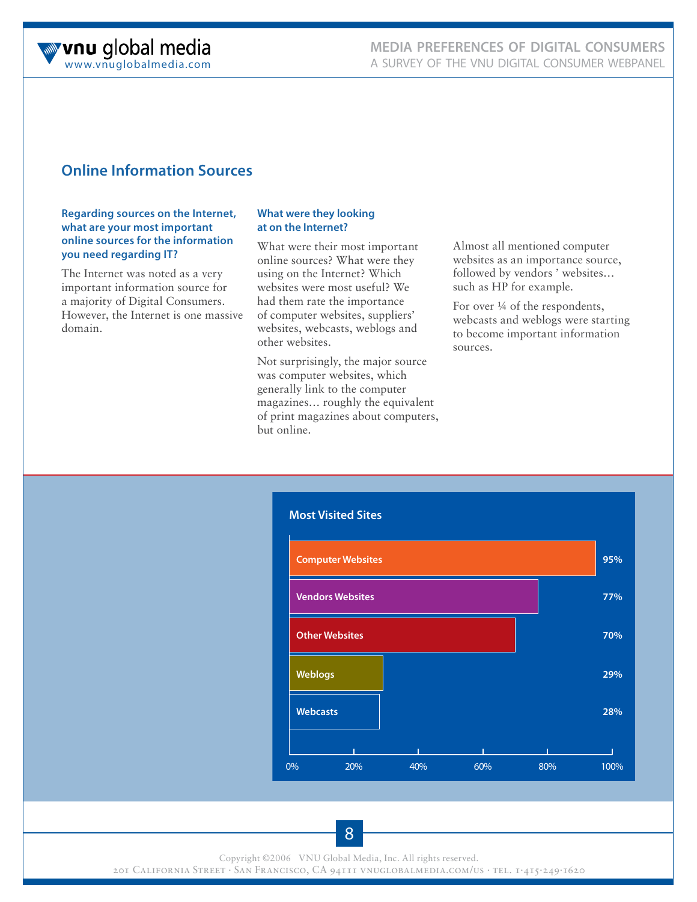## Online Information Sources

**Regarding sources on the Internet, what are your most important online sources for the information you need regarding IT?**

The Internet was noted as a very important information source for a majority of Digital Consumers. However, the Internet is one massive domain.

**What were they looking at on the Internet?**

What were their most important online sources? What were they using on the Internet? Which websites were most useful? We had them rate the importance of computer websites, suppliers' websites, webcasts, weblogs and other websites.

Not surprisingly, the major source was computer websites, which generally link to the computer magazines… roughly the equivalent of print magazines about computers, but online.

Almost all mentioned computer websites as an importance source, followed by vendors ' websites… such as HP for example.

For over ¼ of the respondents, webcasts and weblogs were starting to become important information sources.

**Most Visited Sites**

| Site | % |
|---|---|
| Computer Websites | 95% |
| Vendors Websites | 77% |
| Other Websites | 70% |
| Weblogs | 29% |
| Webcasts | 28% |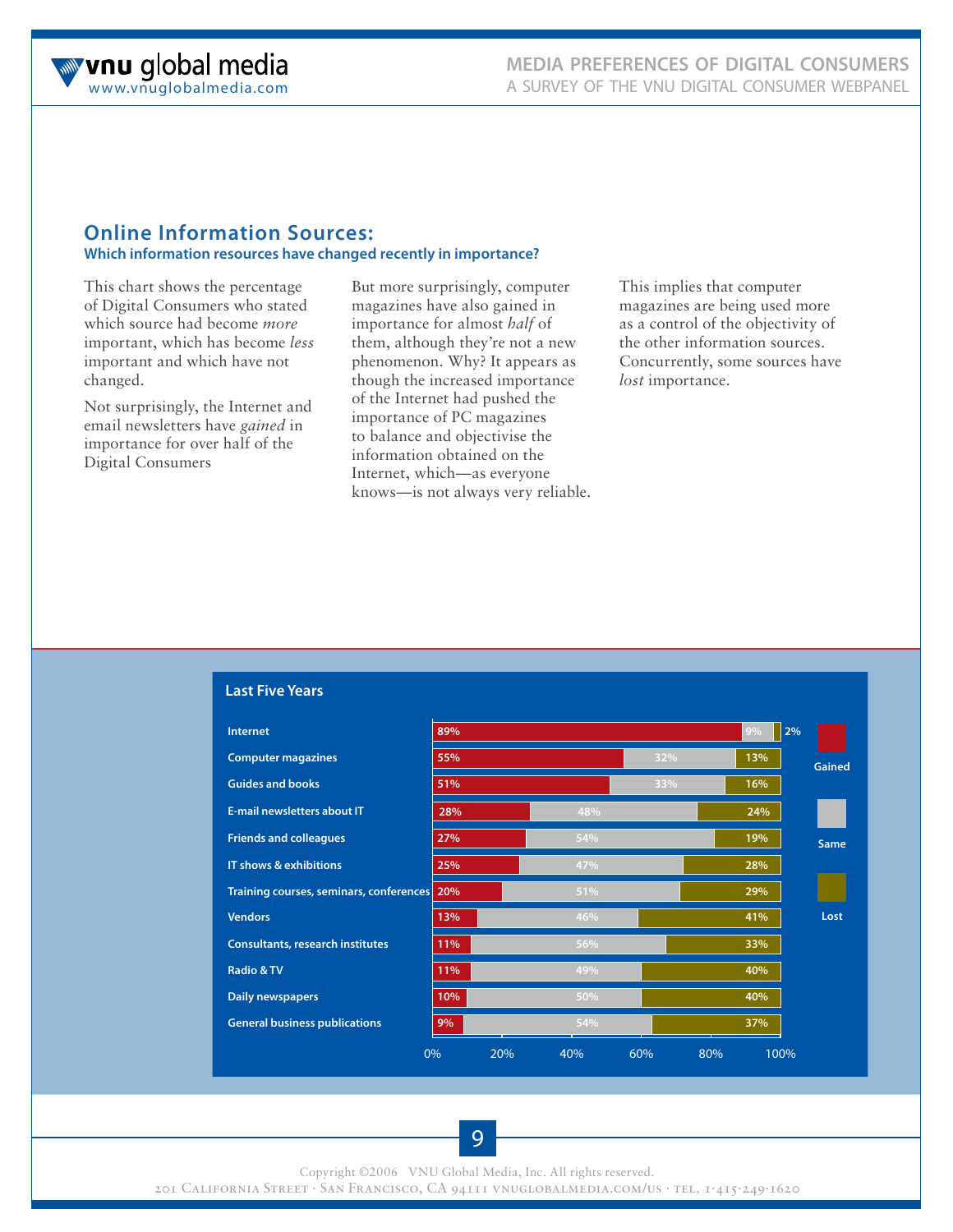## Online Information Sources:

### Which information resources have changed recently in importance?

This chart shows the percentage of Digital Consumers who stated which source had become *more* important, which has become *less* important and which have not changed.

Not surprisingly, the Internet and email newsletters have *gained* in importance for over half of the Digital Consumers

But more surprisingly, computer magazines have also gained in importance for almost *half* of them, although they're not a new phenomenon. Why? It appears as though the increased importance of the Internet had pushed the importance of PC magazines to balance and objectivise the information obtained on the Internet, which—as everyone knows—is not always very reliable.

This implies that computer magazines are being used more as a control of the objectivity of the other information sources. Concurrently, some sources have *lost* importance.

**Last Five Years**

| Source | Gained | Same | Lost |
|---|---|---|---|
| Internet | 89% | 9% | 2% |
| Computer magazines | 55% | 32% | 13% |
| Guides and books | 51% | 33% | 16% |
| E-mail newsletters about IT | 28% | 48% | 24% |
| Friends and colleagues | 27% | 54% | 19% |
| IT shows & exhibitions | 25% | 47% | 28% |
| Training courses, seminars, conferences | 20% | 51% | 29% |
| Vendors | 13% | 46% | 41% |
| Consultants, research institutes | 11% | 56% | 33% |
| Radio & TV | 11% | 49% | 40% |
| Daily newspapers | 10% | 50% | 40% |
| General business publications | 9% | 54% | 37% |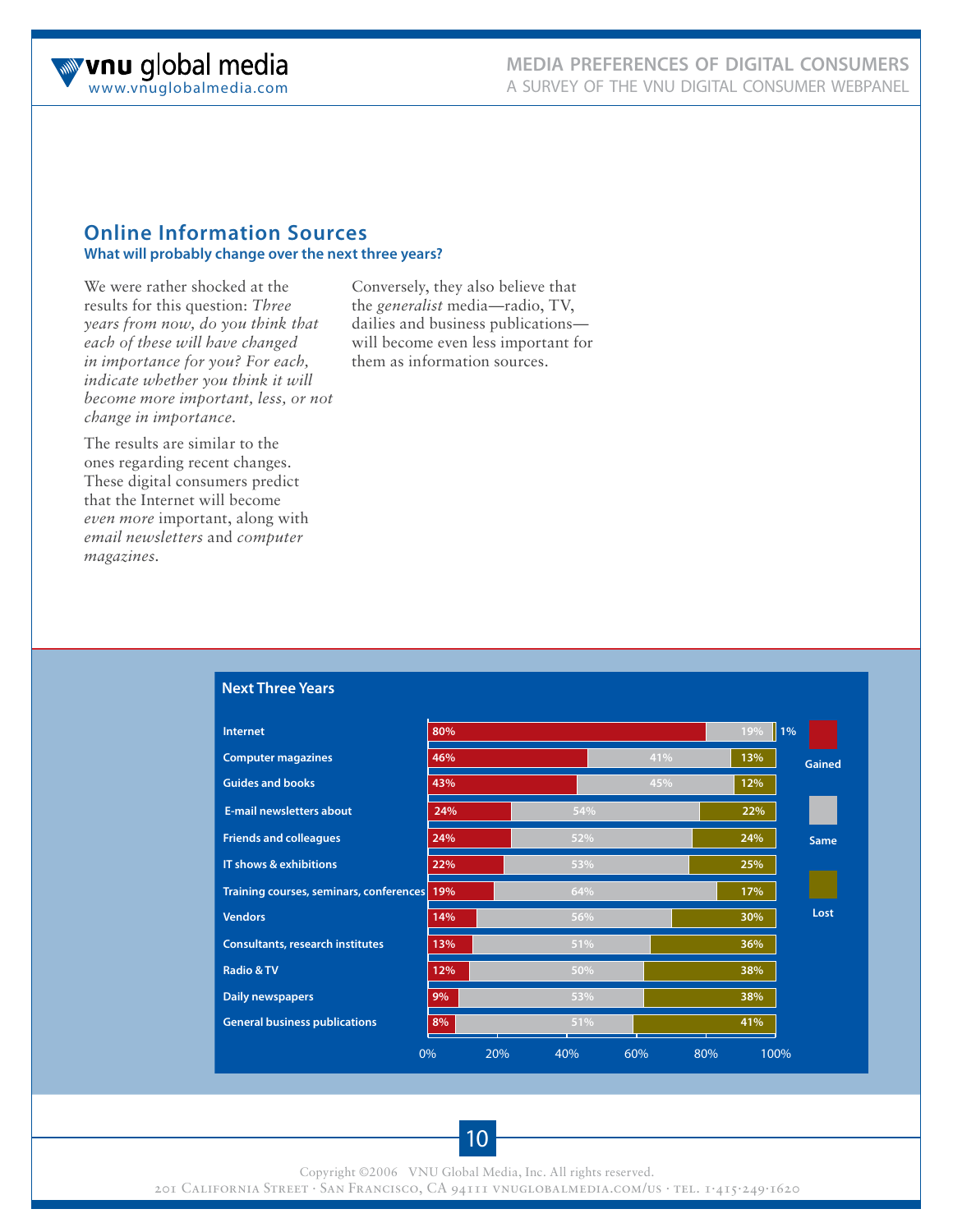## Online Information Sources

**What will probably change over the next three years?**

We were rather shocked at the results for this question: *Three years from now, do you think that each of these will have changed in importance for you? For each, indicate whether you think it will become more important, less, or not change in importance.*

The results are similar to the ones regarding recent changes. These digital consumers predict that the Internet will become *even more* important, along with *email newsletters* and *computer magazines*.

Conversely, they also believe that the *generalist* media—radio, TV, dailies and business publications—will become even less important for them as information sources.

**Next Three Years**

| | Gained | Same | Lost |
|---|---|---|---|
| Internet | 80% | 19% | 1% |
| Computer magazines | 46% | 41% | 13% |
| Guides and books | 43% | 45% | 12% |
| E-mail newsletters about | 24% | 54% | 22% |
| Friends and colleagues | 24% | 52% | 24% |
| IT shows & exhibitions | 22% | 53% | 25% |
| Training courses, seminars, conferences | 19% | 64% | 17% |
| Vendors | 14% | 56% | 30% |
| Consultants, research institutes | 13% | 51% | 36% |
| Radio & TV | 12% | 50% | 38% |
| Daily newspapers | 9% | 53% | 38% |
| General business publications | 8% | 51% | 41% |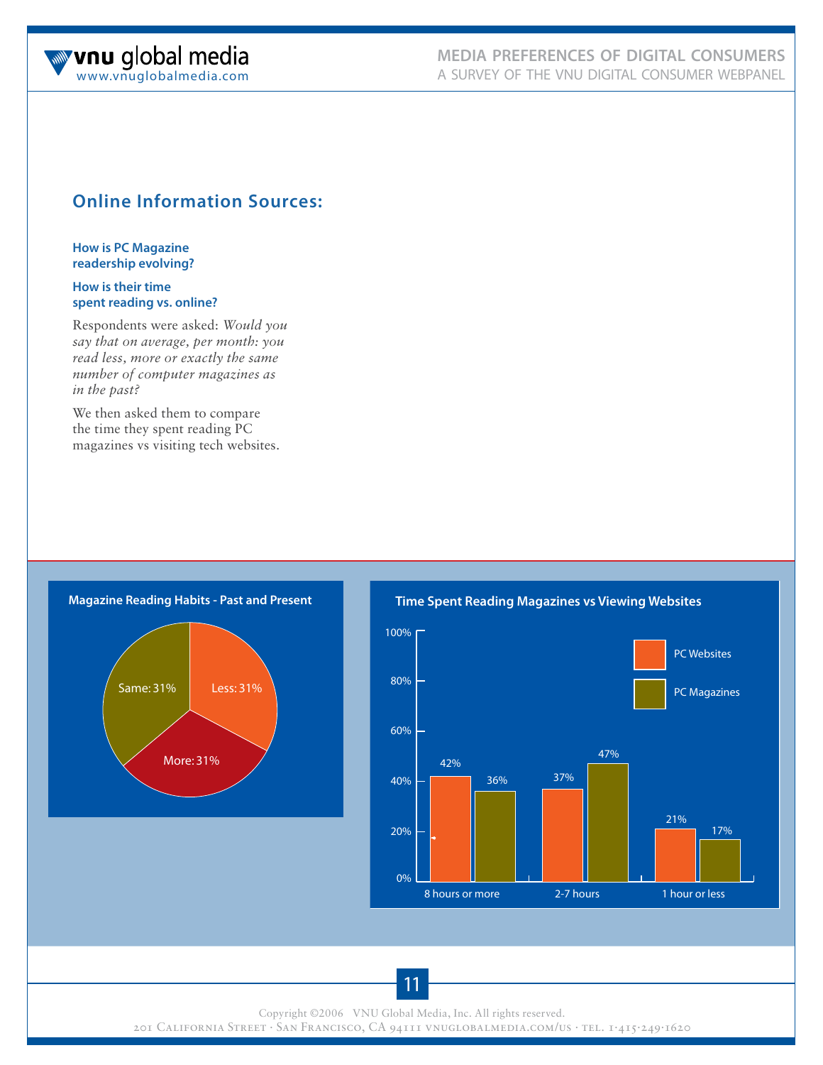## Online Information Sources:

**How is PC Magazine readership evolving?**

**How is their time spent reading vs. online?**

Respondents were asked: *Would you say that on average, per month: you read less, more or exactly the same number of computer magazines as in the past?*

We then asked them to compare the time they spent reading PC magazines vs visiting tech websites.

**Magazine Reading Habits - Past and Present**

| Response | Share |
|---|---|
| Less | 31% |
| More | 31% |
| Same | 31% |

**Time Spent Reading Magazines vs Viewing Websites**

| | PC Websites | PC Magazines |
|---|---|---|
| 8 hours or more | 42% | 36% |
| 2-7 hours | 37% | 47% |
| 1 hour or less | 21% | 17% |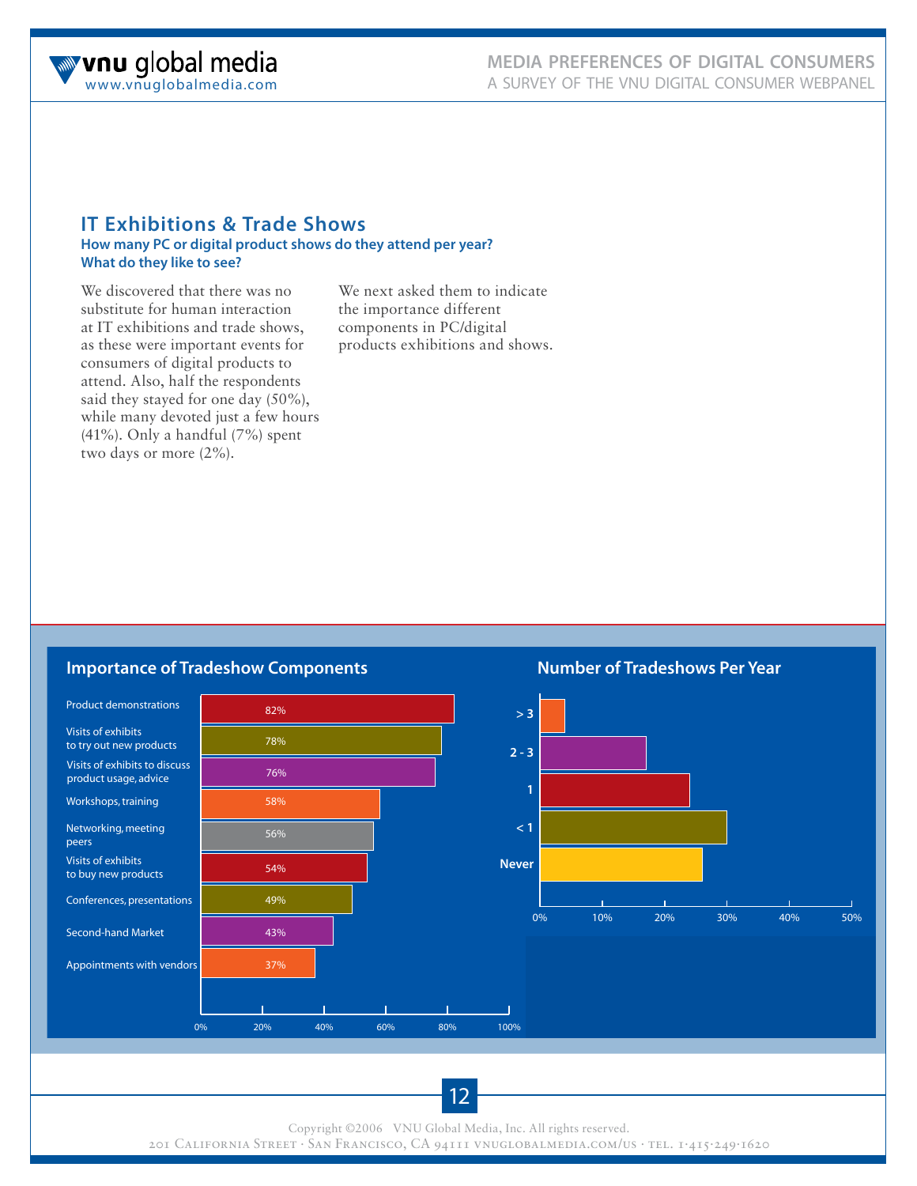## IT Exhibitions & Trade Shows

**How many PC or digital product shows do they attend per year?**
**What do they like to see?**

We discovered that there was no substitute for human interaction at IT exhibitions and trade shows, as these were important events for consumers of digital products to attend. Also, half the respondents said they stayed for one day (50%), while many devoted just a few hours (41%). Only a handful (7%) spent two days or more (2%).

We next asked them to indicate the importance different components in PC/digital products exhibitions and shows.

### Importance of Tradeshow Components

| Component | Percentage |
|---|---|
| Product demonstrations | 82% |
| Visits of exhibits to try out new products | 78% |
| Visits of exhibits to discuss product usage, advice | 76% |
| Workshops, training | 58% |
| Networking, meeting peers | 56% |
| Visits of exhibits to buy new products | 54% |
| Conferences, presentations | 49% |
| Second-hand Market | 43% |
| Appointments with vendors | 37% |

### Number of Tradeshows Per Year

| Tradeshows per year | Approx. percentage |
|---|---|
| > 3 | ~4% |
| 2 - 3 | ~17% |
| 1 | ~24% |
| < 1 | ~30% |
| Never | ~26% |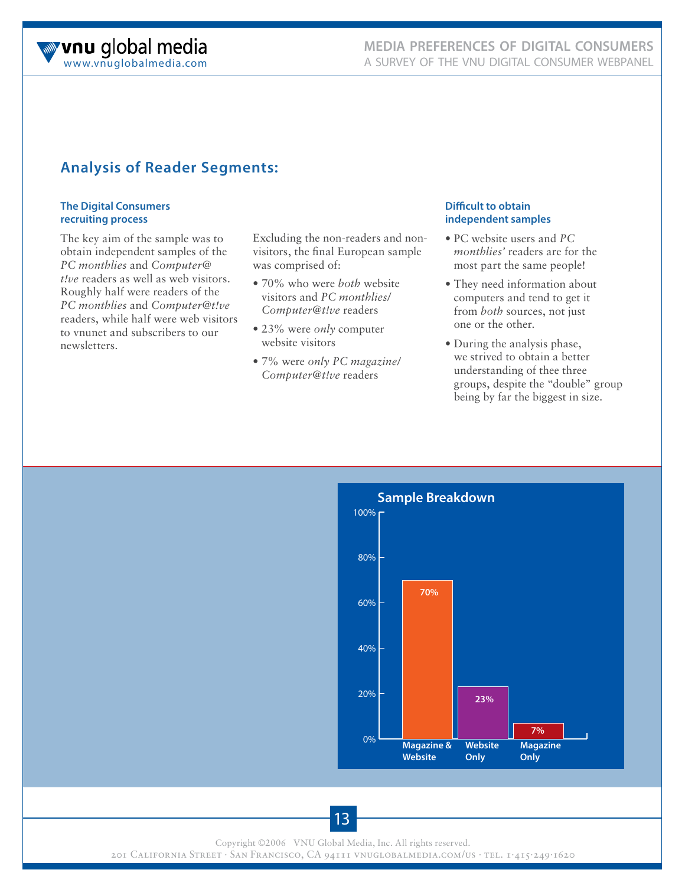## Analysis of Reader Segments:

### The Digital Consumers recruiting process

The key aim of the sample was to obtain independent samples of the *PC monthlies* and *Computer@t!ve* readers as well as web visitors. Roughly half were readers of the *PC monthlies* and *Computer@t!ve* readers, while half were web visitors to vnunet and subscribers to our newsletters.

Excluding the non-readers and non-visitors, the final European sample was comprised of:

- 70% who were *both* website visitors and *PC monthlies/ Computer@t!ve* readers
- 23% were *only* computer website visitors
- 7% were *only PC magazine/ Computer@t!ve* readers

### Difficult to obtain independent samples

- PC website users and *PC monthlies'* readers are for the most part the same people!
- They need information about computers and tend to get it from *both* sources, not just one or the other.
- During the analysis phase, we strived to obtain a better understanding of thee three groups, despite the "double" group being by far the biggest in size.

**Sample Breakdown**

| Segment | Share |
|---|---|
| Magazine & Website | 70% |
| Website Only | 23% |
| Magazine Only | 7% |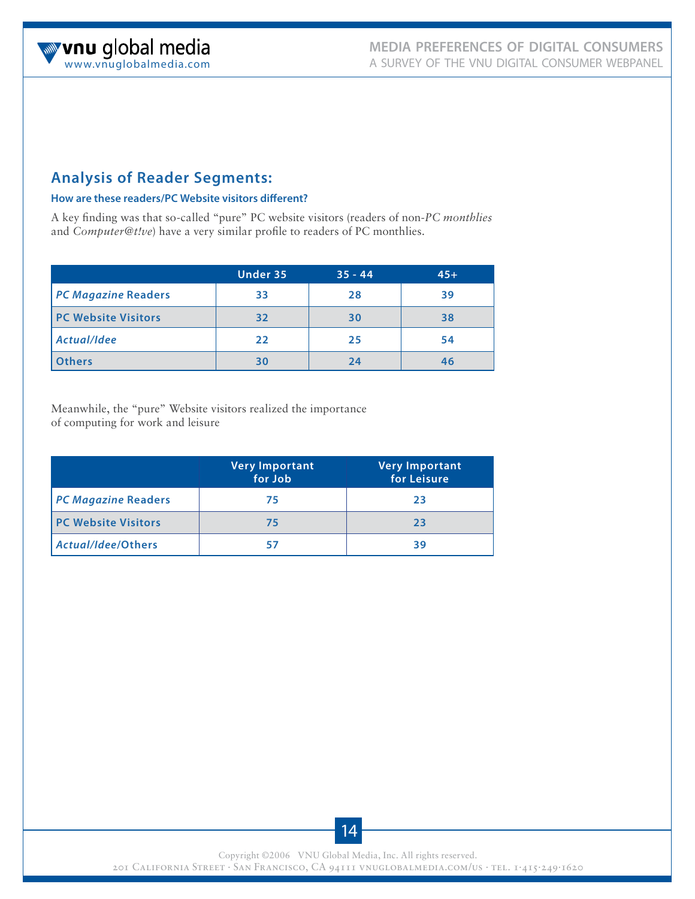## Analysis of Reader Segments:

### How are these readers/PC Website visitors different?

A key finding was that so-called "pure" PC website visitors (readers of non-*PC monthlies* and *Computer@t!ve*) have a very similar profile to readers of PC monthlies.

| | Under 35 | 35 - 44 | 45+ |
|---|---|---|---|
| *PC Magazine* Readers | 33 | 28 | 39 |
| PC Website Visitors | 32 | 30 | 38 |
| *Actual/Idee* | 22 | 25 | 54 |
| Others | 30 | 24 | 46 |

Meanwhile, the "pure" Website visitors realized the importance of computing for work and leisure

| | Very Important for Job | Very Important for Leisure |
|---|---|---|
| *PC Magazine* Readers | 75 | 23 |
| PC Website Visitors | 75 | 23 |
| *Actual/Idee*/Others | 57 | 39 |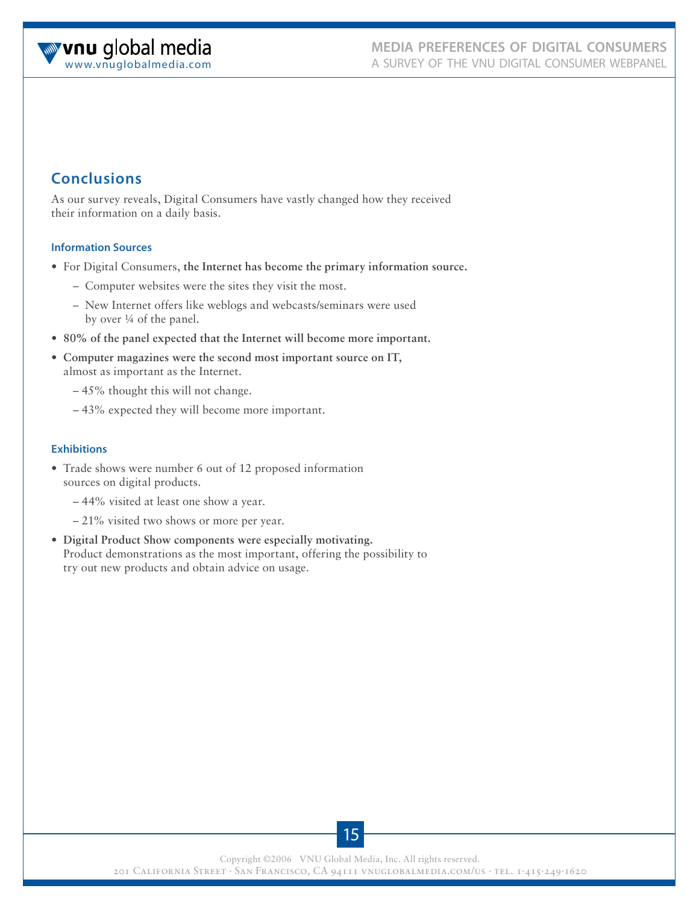## Conclusions

As our survey reveals, Digital Consumers have vastly changed how they received their information on a daily basis.

### Information Sources

- For Digital Consumers, **the Internet has become the primary information source.**
  - Computer websites were the sites they visit the most.
  - New Internet offers like weblogs and webcasts/seminars were used by over ¼ of the panel.
- **80% of the panel expected that the Internet will become more important.**
- **Computer magazines were the second most important source on IT,** almost as important as the Internet.
  - 45% thought this will not change.
  - 43% expected they will become more important.

### Exhibitions

- Trade shows were number 6 out of 12 proposed information sources on digital products.
  - 44% visited at least one show a year.
  - 21% visited two shows or more per year.
- **Digital Product Show components were especially motivating.** Product demonstrations as the most important, offering the possibility to try out new products and obtain advice on usage.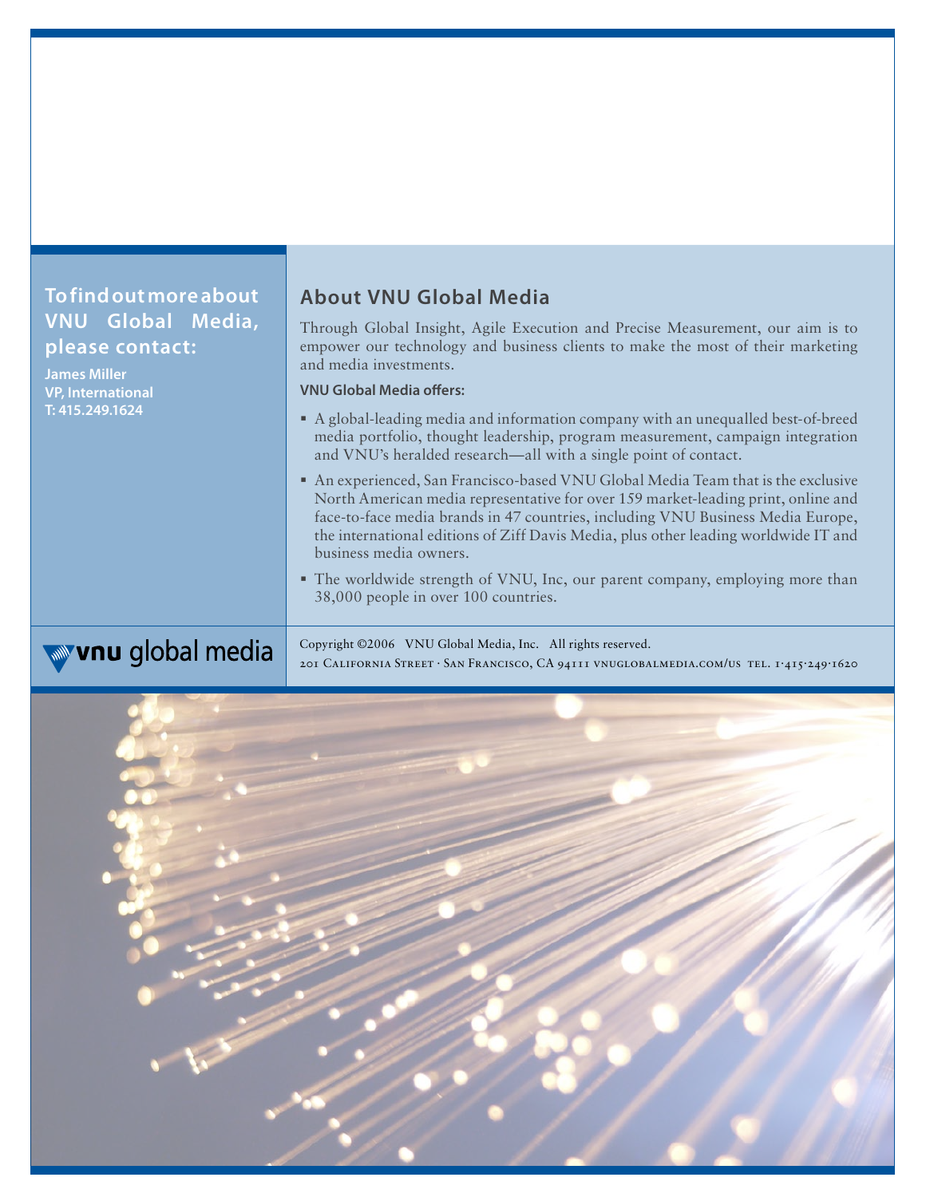## To find out more about VNU Global Media, please contact:

**James Miller**
**VP, International**
**T: 415.249.1624**

## About VNU Global Media

Through Global Insight, Agile Execution and Precise Measurement, our aim is to empower our technology and business clients to make the most of their marketing and media investments.

**VNU Global Media offers:**

- A global-leading media and information company with an unequalled best-of-breed media portfolio, thought leadership, program measurement, campaign integration and VNU's heralded research—all with a single point of contact.
- An experienced, San Francisco-based VNU Global Media Team that is the exclusive North American media representative for over 159 market-leading print, online and face-to-face media brands in 47 countries, including VNU Business Media Europe, the international editions of Ziff Davis Media, plus other leading worldwide IT and business media owners.
- The worldwide strength of VNU, Inc, our parent company, employing more than 38,000 people in over 100 countries.

vnu global media

Copyright ©2006 VNU Global Media, Inc. All rights reserved.
201 California Street · San Francisco, CA 94111 vnuglobalmedia.com/us tel. 1·415·249·1620